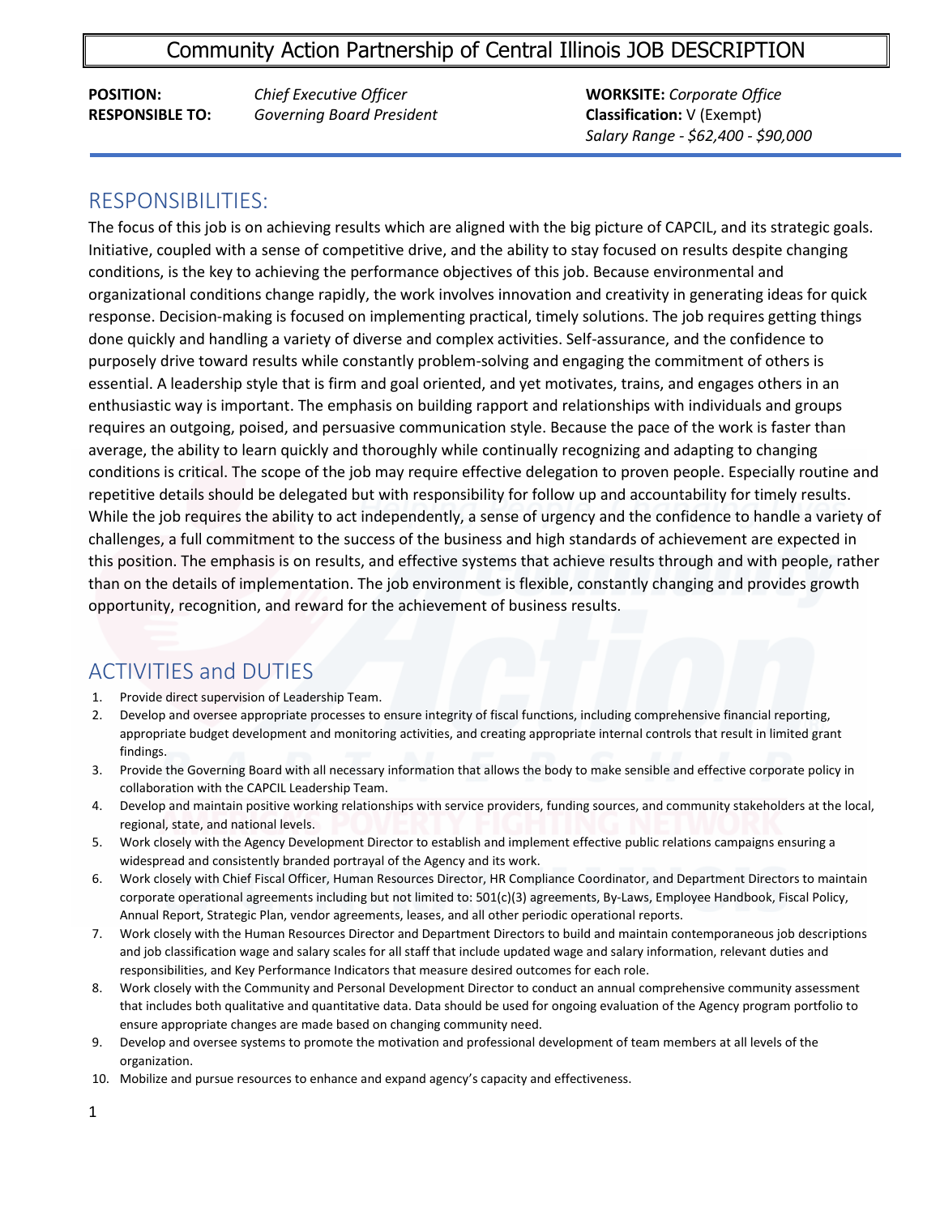# Community Action Partnership of Central Illinois JOB DESCRIPTION

**POSITION:** *Chief Executive Officer*
**RESPONSIBLE TO:** *Governing Board President*

**WORKSITE:** *Corporate Office*
**Classification:** V (Exempt)
*Salary Range - $62,400 - $90,000*

## RESPONSIBILITIES:

The focus of this job is on achieving results which are aligned with the big picture of CAPCIL, and its strategic goals. Initiative, coupled with a sense of competitive drive, and the ability to stay focused on results despite changing conditions, is the key to achieving the performance objectives of this job. Because environmental and organizational conditions change rapidly, the work involves innovation and creativity in generating ideas for quick response. Decision-making is focused on implementing practical, timely solutions. The job requires getting things done quickly and handling a variety of diverse and complex activities. Self-assurance, and the confidence to purposely drive toward results while constantly problem-solving and engaging the commitment of others is essential. A leadership style that is firm and goal oriented, and yet motivates, trains, and engages others in an enthusiastic way is important. The emphasis on building rapport and relationships with individuals and groups requires an outgoing, poised, and persuasive communication style. Because the pace of the work is faster than average, the ability to learn quickly and thoroughly while continually recognizing and adapting to changing conditions is critical. The scope of the job may require effective delegation to proven people. Especially routine and repetitive details should be delegated but with responsibility for follow up and accountability for timely results. While the job requires the ability to act independently, a sense of urgency and the confidence to handle a variety of challenges, a full commitment to the success of the business and high standards of achievement are expected in this position. The emphasis is on results, and effective systems that achieve results through and with people, rather than on the details of implementation. The job environment is flexible, constantly changing and provides growth opportunity, recognition, and reward for the achievement of business results.

## ACTIVITIES and DUTIES

1. Provide direct supervision of Leadership Team.
2. Develop and oversee appropriate processes to ensure integrity of fiscal functions, including comprehensive financial reporting, appropriate budget development and monitoring activities, and creating appropriate internal controls that result in limited grant findings.
3. Provide the Governing Board with all necessary information that allows the body to make sensible and effective corporate policy in collaboration with the CAPCIL Leadership Team.
4. Develop and maintain positive working relationships with service providers, funding sources, and community stakeholders at the local, regional, state, and national levels.
5. Work closely with the Agency Development Director to establish and implement effective public relations campaigns ensuring a widespread and consistently branded portrayal of the Agency and its work.
6. Work closely with Chief Fiscal Officer, Human Resources Director, HR Compliance Coordinator, and Department Directors to maintain corporate operational agreements including but not limited to: 501(c)(3) agreements, By-Laws, Employee Handbook, Fiscal Policy, Annual Report, Strategic Plan, vendor agreements, leases, and all other periodic operational reports.
7. Work closely with the Human Resources Director and Department Directors to build and maintain contemporaneous job descriptions and job classification wage and salary scales for all staff that include updated wage and salary information, relevant duties and responsibilities, and Key Performance Indicators that measure desired outcomes for each role.
8. Work closely with the Community and Personal Development Director to conduct an annual comprehensive community assessment that includes both qualitative and quantitative data. Data should be used for ongoing evaluation of the Agency program portfolio to ensure appropriate changes are made based on changing community need.
9. Develop and oversee systems to promote the motivation and professional development of team members at all levels of the organization.
10. Mobilize and pursue resources to enhance and expand agency's capacity and effectiveness.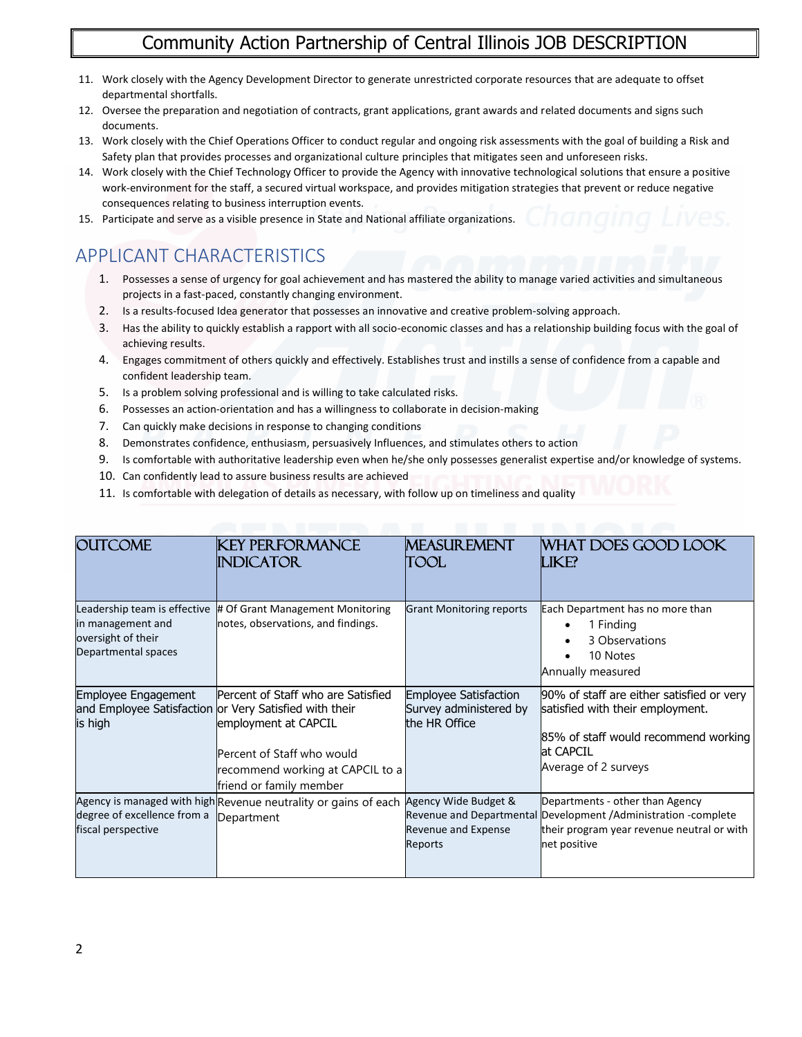11. Work closely with the Agency Development Director to generate unrestricted corporate resources that are adequate to offset departmental shortfalls.
12. Oversee the preparation and negotiation of contracts, grant applications, grant awards and related documents and signs such documents.
13. Work closely with the Chief Operations Officer to conduct regular and ongoing risk assessments with the goal of building a Risk and Safety plan that provides processes and organizational culture principles that mitigates seen and unforeseen risks.
14. Work closely with the Chief Technology Officer to provide the Agency with innovative technological solutions that ensure a positive work-environment for the staff, a secured virtual workspace, and provides mitigation strategies that prevent or reduce negative consequences relating to business interruption events.
15. Participate and serve as a visible presence in State and National affiliate organizations.

## APPLICANT CHARACTERISTICS

1. Possesses a sense of urgency for goal achievement and has mastered the ability to manage varied activities and simultaneous projects in a fast-paced, constantly changing environment.
2. Is a results-focused Idea generator that possesses an innovative and creative problem-solving approach.
3. Has the ability to quickly establish a rapport with all socio-economic classes and has a relationship building focus with the goal of achieving results.
4. Engages commitment of others quickly and effectively. Establishes trust and instills a sense of confidence from a capable and confident leadership team.
5. Is a problem solving professional and is willing to take calculated risks.
6. Possesses an action-orientation and has a willingness to collaborate in decision-making
7. Can quickly make decisions in response to changing conditions
8. Demonstrates confidence, enthusiasm, persuasively Influences, and stimulates others to action
9. Is comfortable with authoritative leadership even when he/she only possesses generalist expertise and/or knowledge of systems.
10. Can confidently lead to assure business results are achieved
11. Is comfortable with delegation of details as necessary, with follow up on timeliness and quality

| OUTCOME | KEY PERFORMANCE INDICATOR | MEASUREMENT TOOL | WHAT DOES GOOD LOOK LIKE? |
|---|---|---|---|
| Leadership team is effective in management and oversight of their Departmental spaces | # Of Grant Management Monitoring notes, observations, and findings. | Grant Monitoring reports | Each Department has no more than<br>• 1 Finding<br>• 3 Observations<br>• 10 Notes<br>Annually measured |
| Employee Engagement and Employee Satisfaction is high | Percent of Staff who are Satisfied or Very Satisfied with their employment at CAPCIL<br><br>Percent of Staff who would recommend working at CAPCIL to a friend or family member | Employee Satisfaction Survey administered by the HR Office | 90% of staff are either satisfied or very satisfied with their employment.<br><br>85% of staff would recommend working at CAPCIL<br>Average of 2 surveys |
| Agency is managed with high degree of excellence from a fiscal perspective | Revenue neutrality or gains of each Department | Agency Wide Budget & Revenue and Departmental Revenue and Expense Reports | Departments - other than Agency Development /Administration -complete their program year revenue neutral or with net positive |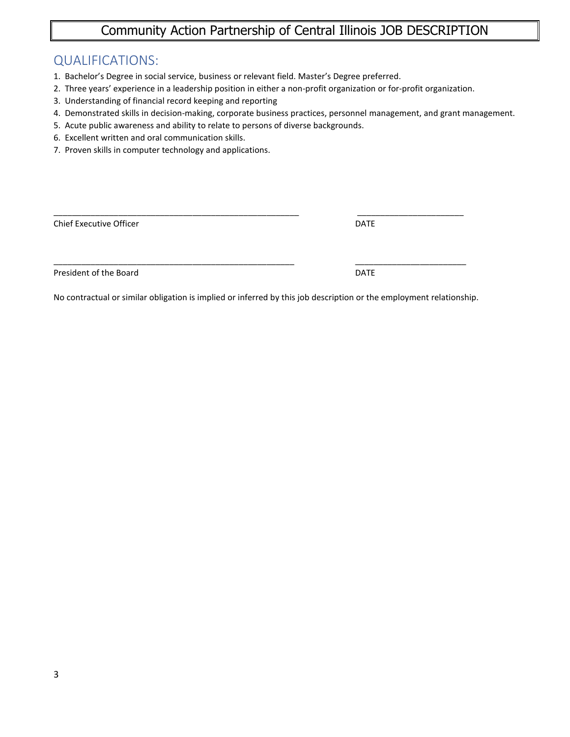## QUALIFICATIONS:

1. Bachelor's Degree in social service, business or relevant field. Master's Degree preferred.
2. Three years' experience in a leadership position in either a non-profit organization or for-profit organization.
3. Understanding of financial record keeping and reporting
4. Demonstrated skills in decision-making, corporate business practices, personnel management, and grant management.
5. Acute public awareness and ability to relate to persons of diverse backgrounds.
6. Excellent written and oral communication skills.
7. Proven skills in computer technology and applications.

_______________________________________________________ ________________________

Chief Executive Officer DATE

_______________________________________________________ ________________________

President of the Board DATE

No contractual or similar obligation is implied or inferred by this job description or the employment relationship.